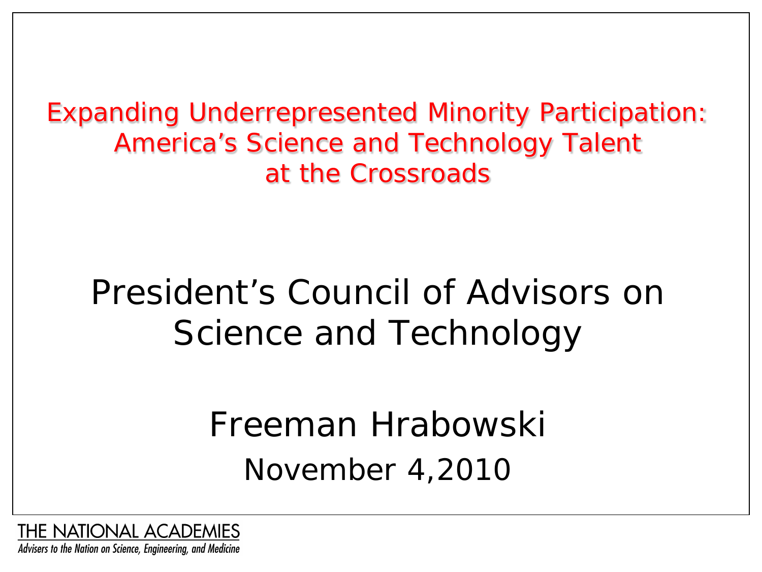# Expanding Underrepresented Minority Participation: America's Science and Technology Talent at the Crossroads

## President's Council of Advisors on Science and Technology

### Freeman Hrabowski

November 4,2010

THE NATIONAL ACADEMIES

*Advisers to the Nation on Science, Engineering, and Medicine*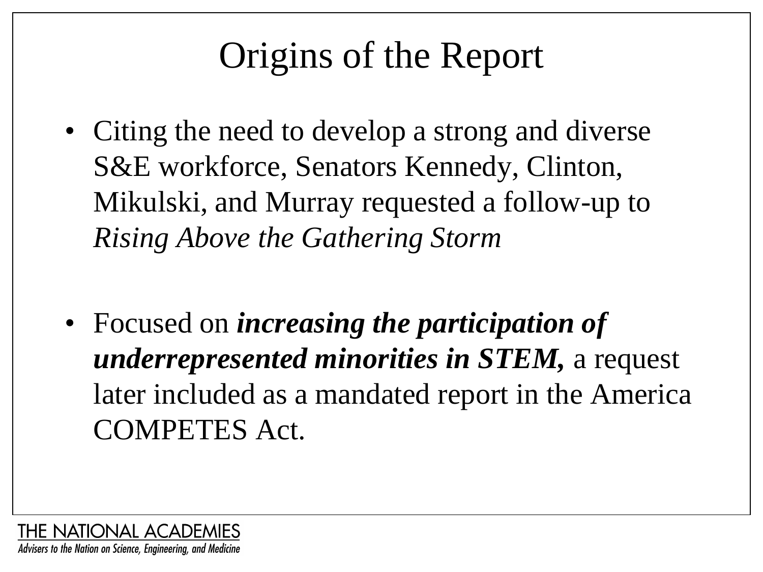# Origins of the Report

- Citing the need to develop a strong and diverse S&E workforce, Senators Kennedy, Clinton, Mikulski, and Murray requested a follow-up to *Rising Above the Gathering Storm*

- Focused on ***increasing the participation of underrepresented minorities in STEM,*** a request later included as a mandated report in the America COMPETES Act.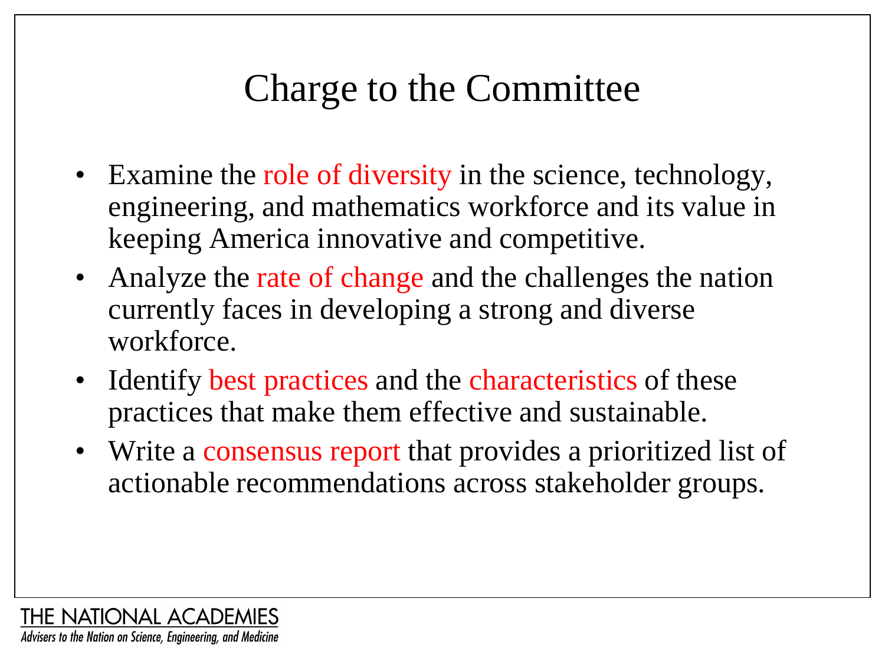# Charge to the Committee

- Examine the role of diversity in the science, technology, engineering, and mathematics workforce and its value in keeping America innovative and competitive.
- Analyze the rate of change and the challenges the nation currently faces in developing a strong and diverse workforce.
- Identify best practices and the characteristics of these practices that make them effective and sustainable.
- Write a consensus report that provides a prioritized list of actionable recommendations across stakeholder groups.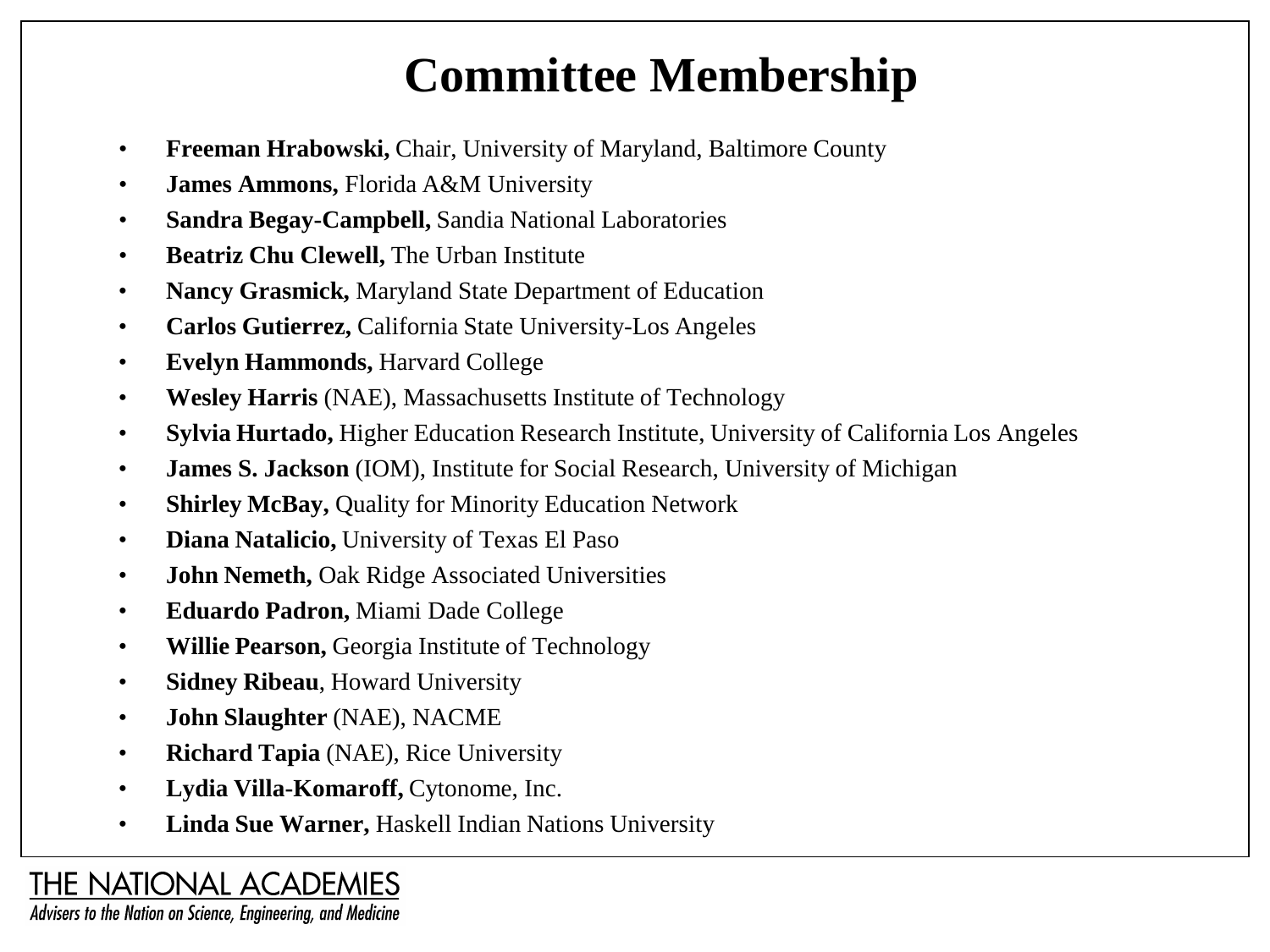# Committee Membership

- **Freeman Hrabowski,** Chair, University of Maryland, Baltimore County
- **James Ammons,** Florida A&M University
- **Sandra Begay-Campbell,** Sandia National Laboratories
- **Beatriz Chu Clewell,** The Urban Institute
- **Nancy Grasmick,** Maryland State Department of Education
- **Carlos Gutierrez,** California State University-Los Angeles
- **Evelyn Hammonds,** Harvard College
- **Wesley Harris** (NAE), Massachusetts Institute of Technology
- **Sylvia Hurtado,** Higher Education Research Institute, University of California Los Angeles
- **James S. Jackson** (IOM), Institute for Social Research, University of Michigan
- **Shirley McBay,** Quality for Minority Education Network
- **Diana Natalicio,** University of Texas El Paso
- **John Nemeth,** Oak Ridge Associated Universities
- **Eduardo Padron,** Miami Dade College
- **Willie Pearson,** Georgia Institute of Technology
- **Sidney Ribeau**, Howard University
- **John Slaughter** (NAE), NACME
- **Richard Tapia** (NAE), Rice University
- **Lydia Villa-Komaroff,** Cytonome, Inc.
- **Linda Sue Warner,** Haskell Indian Nations University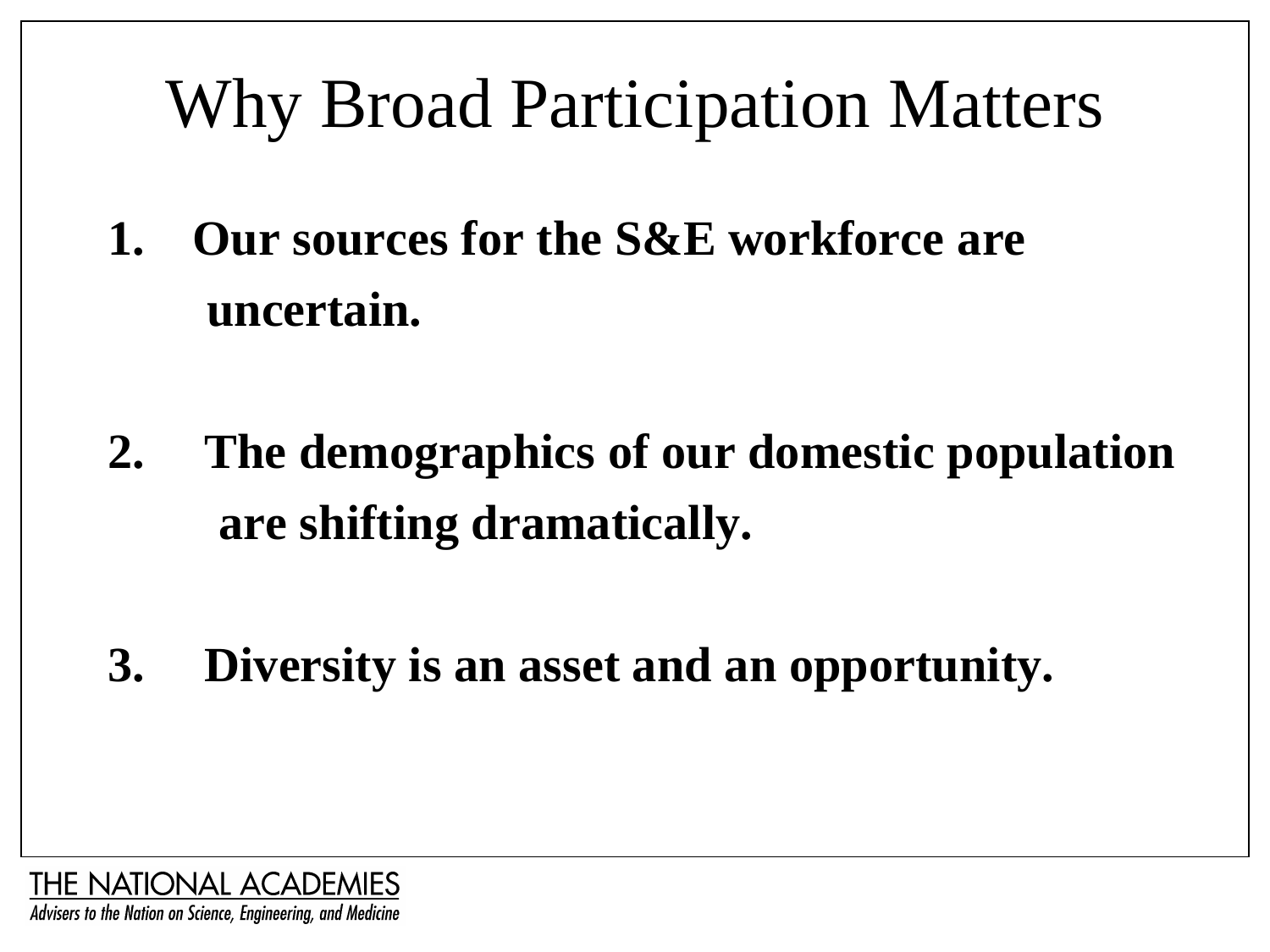# Why Broad Participation Matters

1. **Our sources for the S&E workforce are uncertain.**

2. **The demographics of our domestic population are shifting dramatically.**

3. **Diversity is an asset and an opportunity.**

THE NATIONAL ACADEMIES
*Advisers to the Nation on Science, Engineering, and Medicine*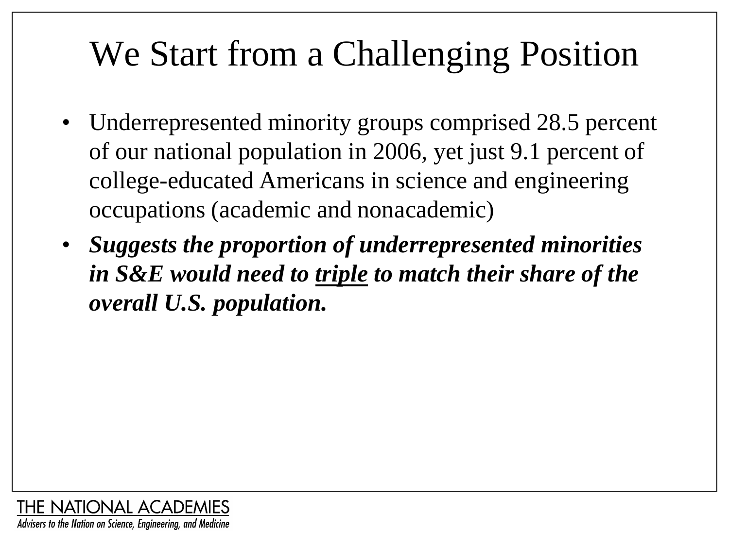# We Start from a Challenging Position

- Underrepresented minority groups comprised 28.5 percent of our national population in 2006, yet just 9.1 percent of college-educated Americans in science and engineering occupations (academic and nonacademic)
- ***Suggests the proportion of underrepresented minorities in S&E would need to <u>triple</u> to match their share of the overall U.S. population.***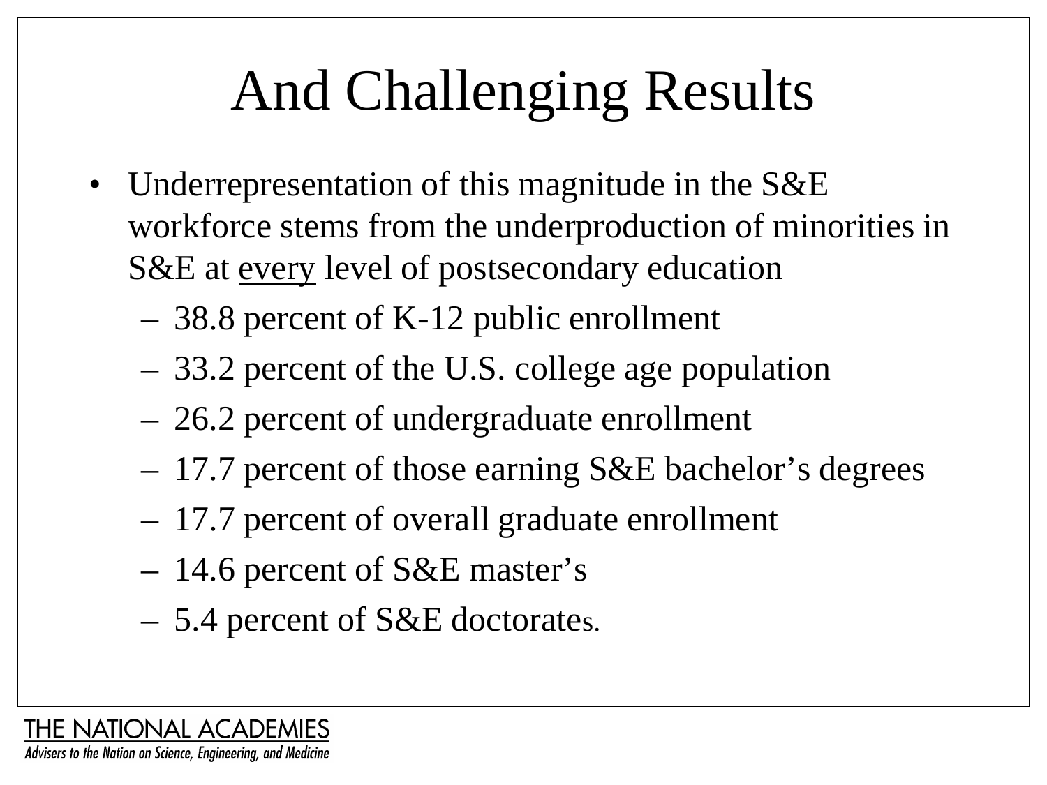# And Challenging Results

- Underrepresentation of this magnitude in the S&E workforce stems from the underproduction of minorities in S&E at <u>every</u> level of postsecondary education
  - 38.8 percent of K-12 public enrollment
  - 33.2 percent of the U.S. college age population
  - 26.2 percent of undergraduate enrollment
  - 17.7 percent of those earning S&E bachelor's degrees
  - 17.7 percent of overall graduate enrollment
  - 14.6 percent of S&E master's
  - 5.4 percent of S&E doctorates.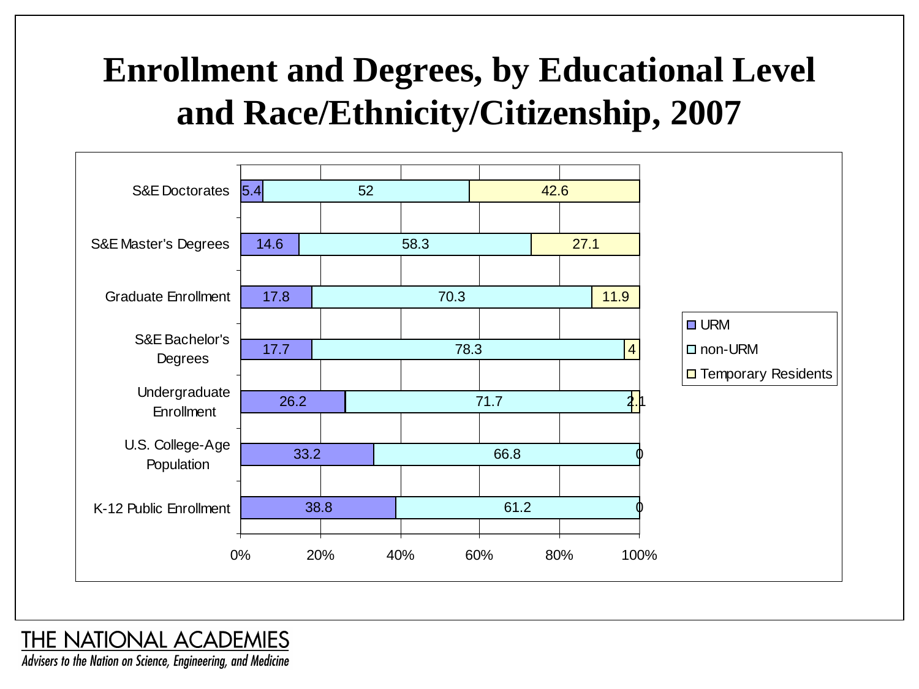# Enrollment and Degrees, by Educational Level and Race/Ethnicity/Citizenship, 2007

| | URM | non-URM | Temporary Residents |
|---|---|---|---|
| S&E Doctorates | 5.4 | 52 | 42.6 |
| S&E Master's Degrees | 14.6 | 58.3 | 27.1 |
| Graduate Enrollment | 17.8 | 70.3 | 11.9 |
| S&E Bachelor's Degrees | 17.7 | 78.3 | 4 |
| Undergraduate Enrollment | 26.2 | 71.7 | 2.1 |
| U.S. College-Age Population | 33.2 | 66.8 | 0 |
| K-12 Public Enrollment | 38.8 | 61.2 | 0 |

THE NATIONAL ACADEMIES

*Advisers to the Nation on Science, Engineering, and Medicine*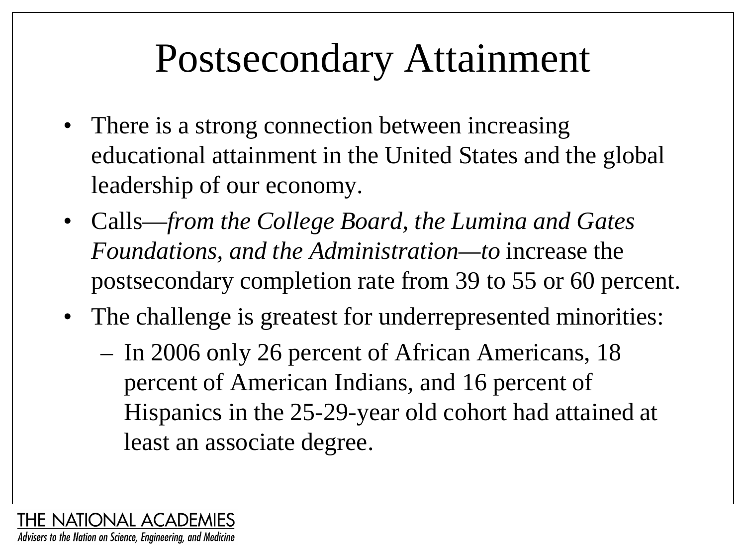# Postsecondary Attainment

- There is a strong connection between increasing educational attainment in the United States and the global leadership of our economy.
- Calls—*from the College Board, the Lumina and Gates Foundations, and the Administration—to* increase the postsecondary completion rate from 39 to 55 or 60 percent.
- The challenge is greatest for underrepresented minorities:
  - In 2006 only 26 percent of African Americans, 18 percent of American Indians, and 16 percent of Hispanics in the 25-29-year old cohort had attained at least an associate degree.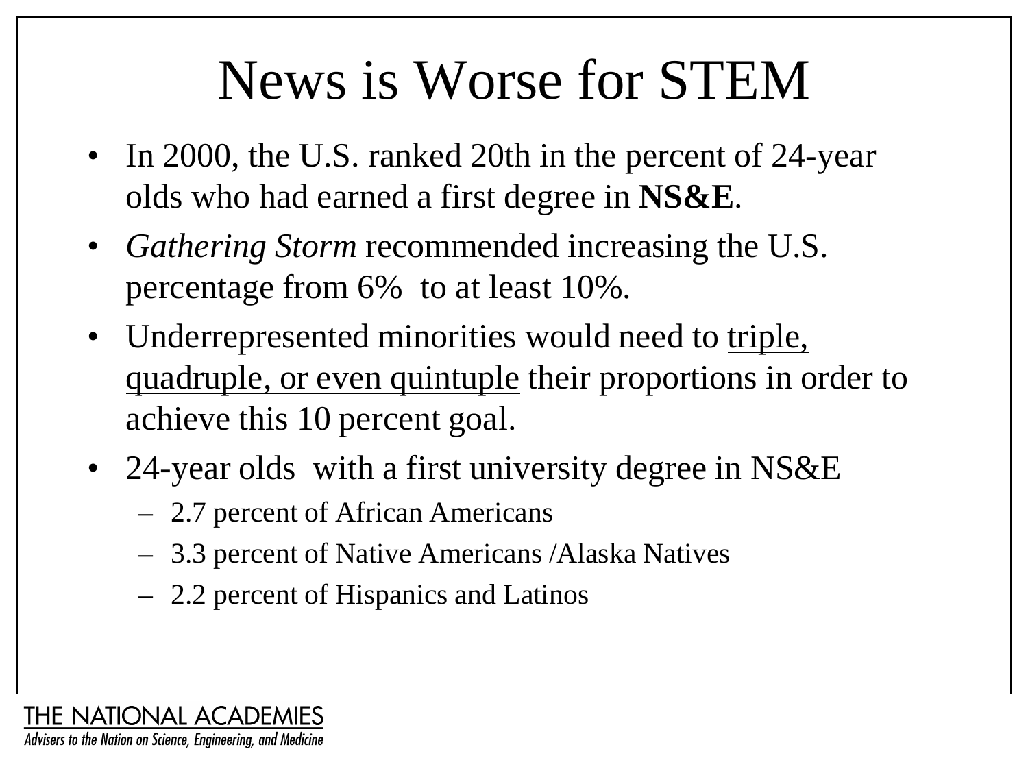# News is Worse for STEM

- In 2000, the U.S. ranked 20th in the percent of 24-year olds who had earned a first degree in **NS&E**.
- *Gathering Storm* recommended increasing the U.S. percentage from 6% to at least 10%.
- Underrepresented minorities would need to <u>triple, quadruple, or even quintuple</u> their proportions in order to achieve this 10 percent goal.
- 24-year olds with a first university degree in NS&E
  - 2.7 percent of African Americans
  - 3.3 percent of Native Americans /Alaska Natives
  - 2.2 percent of Hispanics and Latinos

THE NATIONAL ACADEMIES

*Advisers to the Nation on Science, Engineering, and Medicine*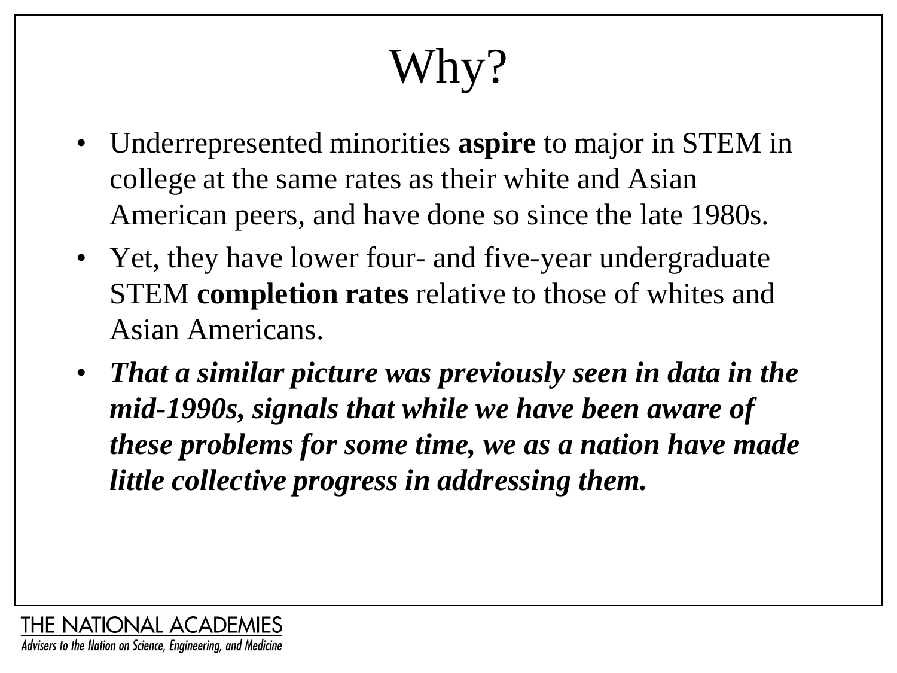# Why?

- Underrepresented minorities **aspire** to major in STEM in college at the same rates as their white and Asian American peers, and have done so since the late 1980s.
- Yet, they have lower four- and five-year undergraduate STEM **completion rates** relative to those of whites and Asian Americans.
- ***That a similar picture was previously seen in data in the mid-1990s, signals that while we have been aware of these problems for some time, we as a nation have made little collective progress in addressing them.***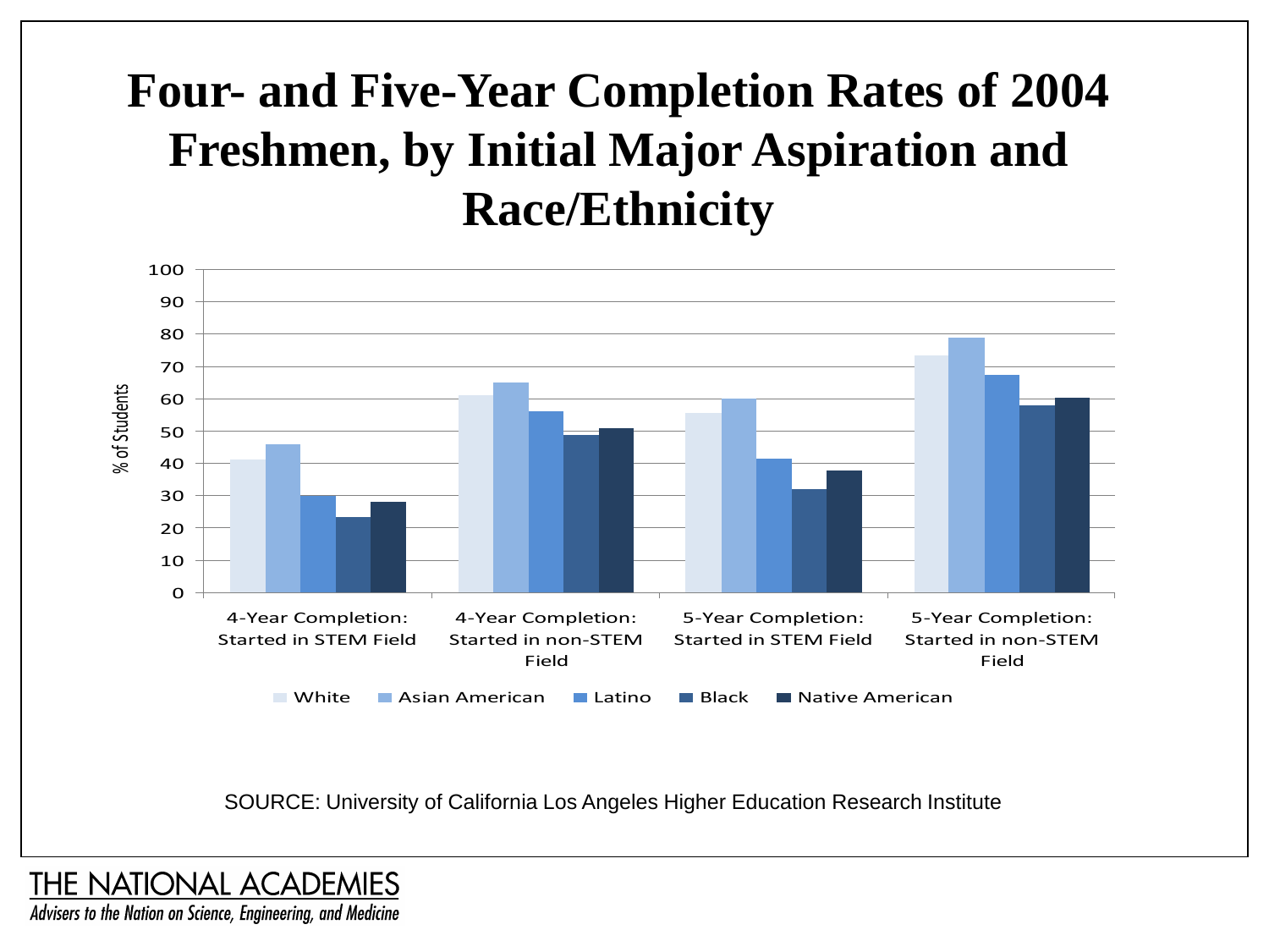# Four- and Five-Year Completion Rates of 2004 Freshmen, by Initial Major Aspiration and Race/Ethnicity

% of Students

100
90
80
70
60
50
40
30
20
10
0

4-Year Completion: Started in STEM Field

4-Year Completion: Started in non-STEM Field

5-Year Completion: Started in STEM Field

5-Year Completion: Started in non-STEM Field

White | Asian American | Latino | Black | Native American

SOURCE: University of California Los Angeles Higher Education Research Institute

THE NATIONAL ACADEMIES

*Advisers to the Nation on Science, Engineering, and Medicine*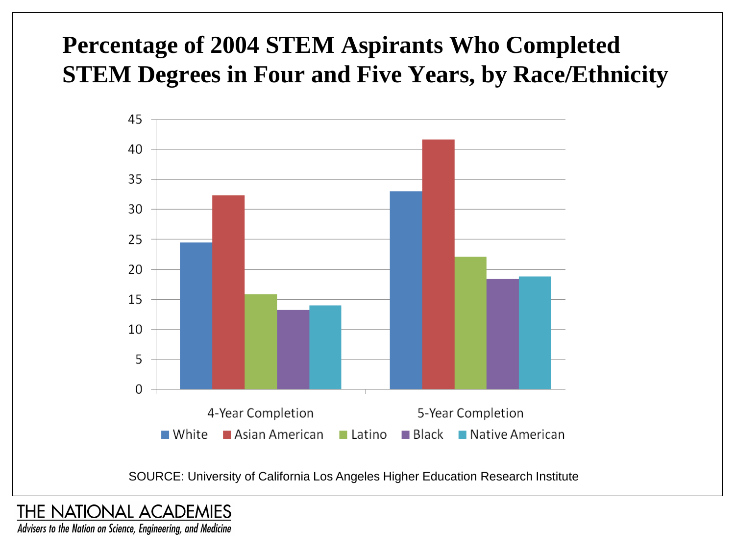# Percentage of 2004 STEM Aspirants Who Completed STEM Degrees in Four and Five Years, by Race/Ethnicity

| | White | Asian American | Latino | Black | Native American |
|---|---|---|---|---|---|
| 4-Year Completion | 24.5 | 32.3 | 15.9 | 13.3 | 14.0 |
| 5-Year Completion | 33.0 | 41.6 | 22.1 | 18.4 | 18.8 |

SOURCE: University of California Los Angeles Higher Education Research Institute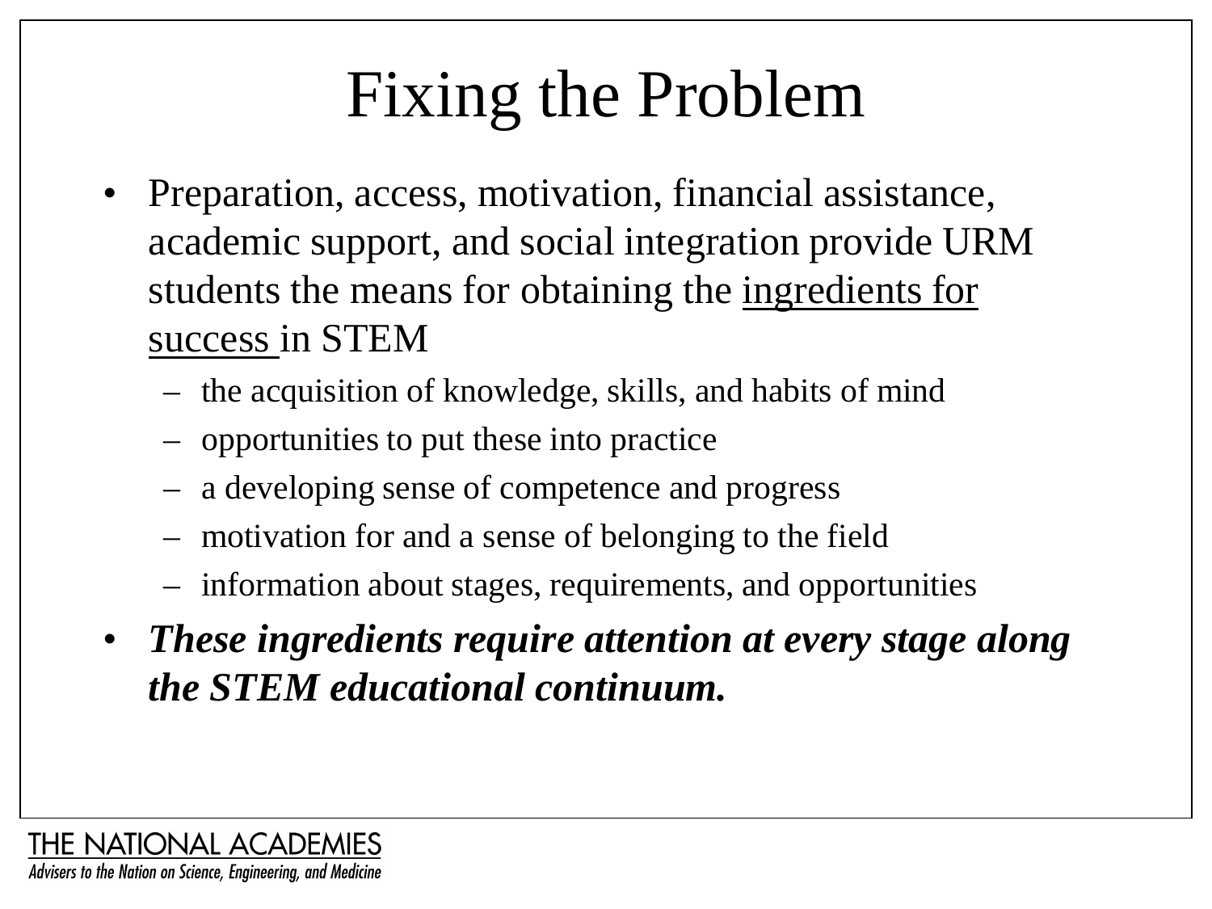# Fixing the Problem

- Preparation, access, motivation, financial assistance, academic support, and social integration provide URM students the means for obtaining the <u>ingredients for success</u> in STEM
  - the acquisition of knowledge, skills, and habits of mind
  - opportunities to put these into practice
  - a developing sense of competence and progress
  - motivation for and a sense of belonging to the field
  - information about stages, requirements, and opportunities
- ***These ingredients require attention at every stage along the STEM educational continuum.***

THE NATIONAL ACADEMIES
*Advisers to the Nation on Science, Engineering, and Medicine*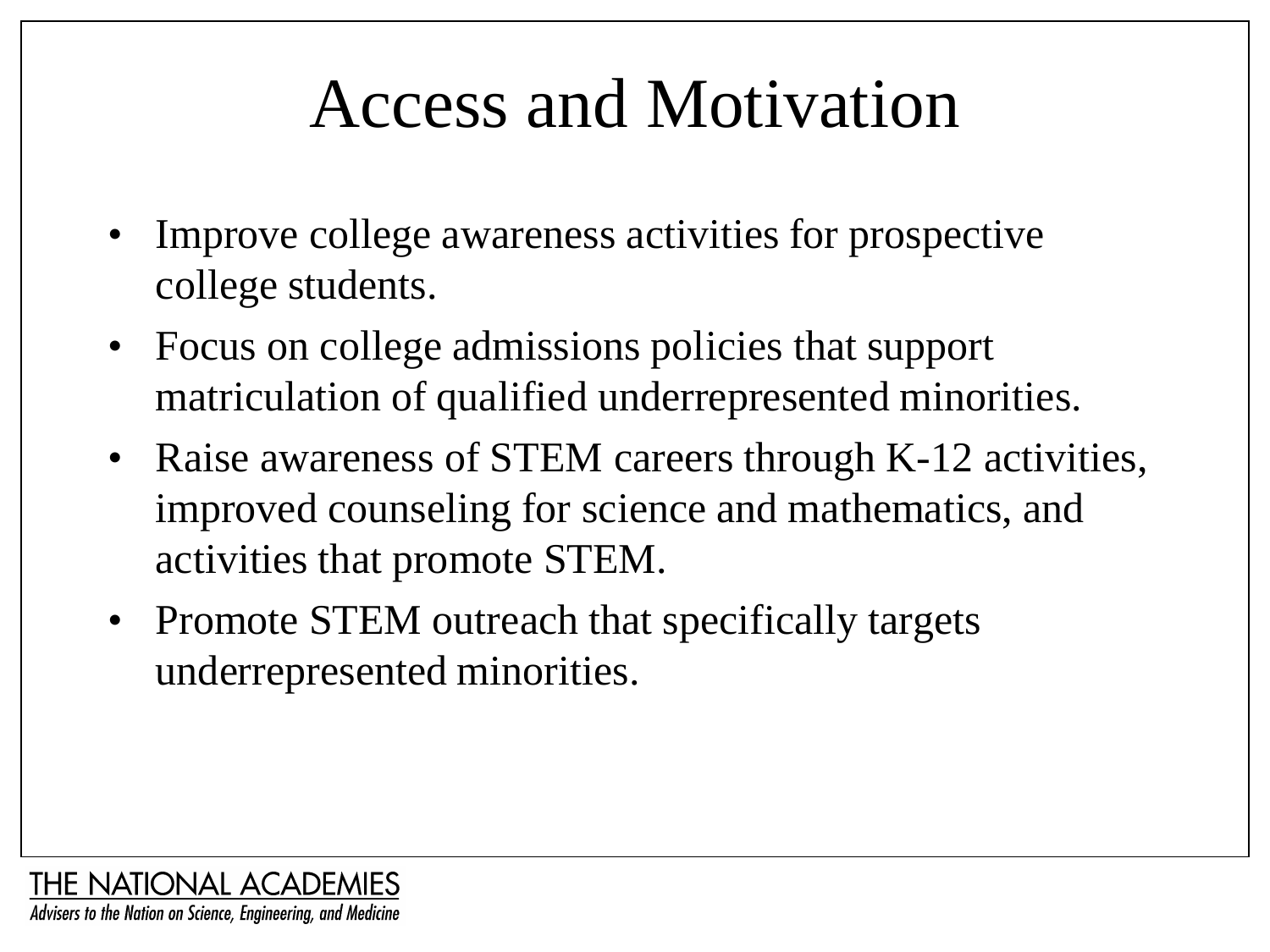# Access and Motivation

- Improve college awareness activities for prospective college students.
- Focus on college admissions policies that support matriculation of qualified underrepresented minorities.
- Raise awareness of STEM careers through K-12 activities, improved counseling for science and mathematics, and activities that promote STEM.
- Promote STEM outreach that specifically targets underrepresented minorities.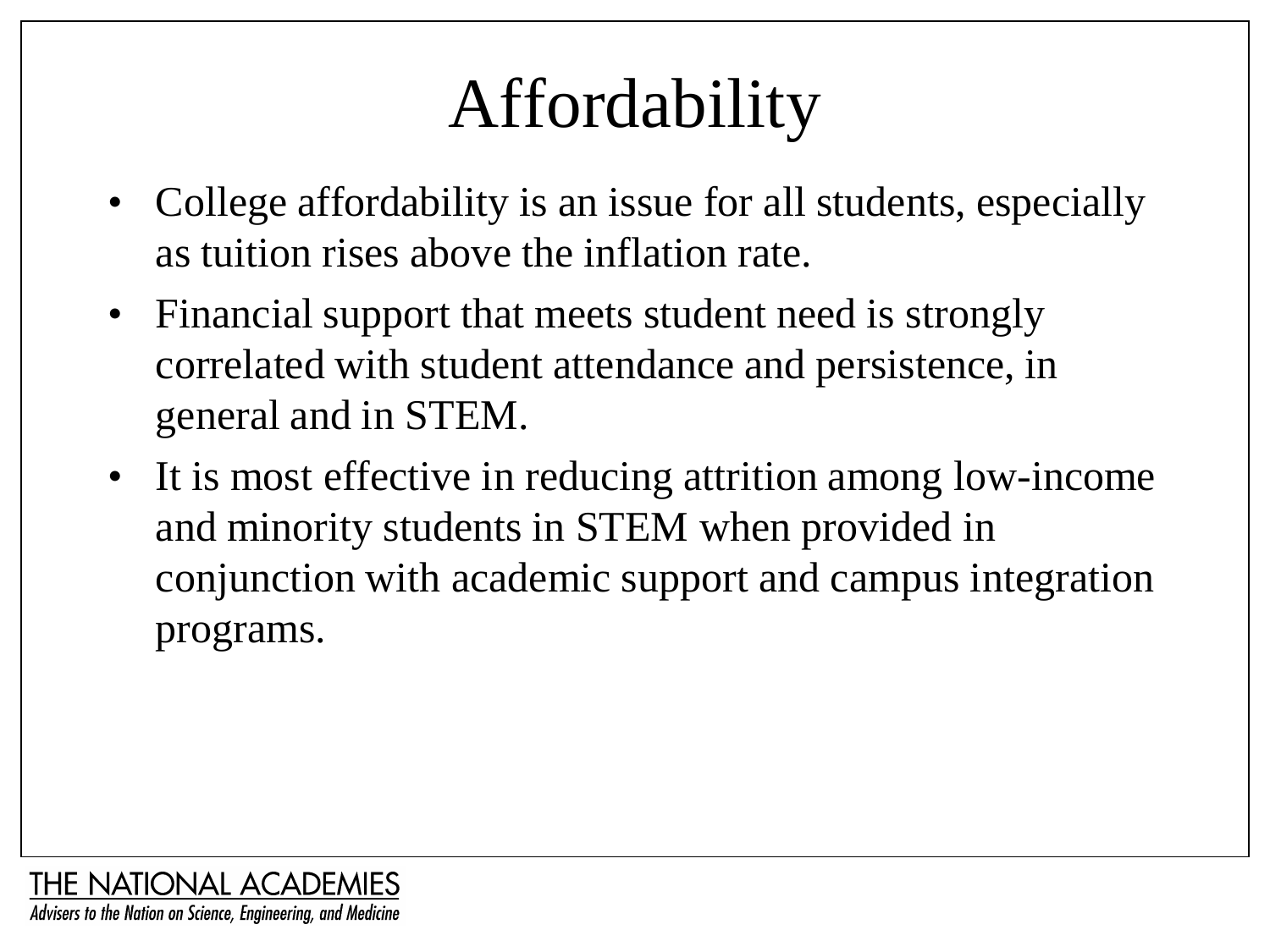# Affordability

- College affordability is an issue for all students, especially as tuition rises above the inflation rate.
- Financial support that meets student need is strongly correlated with student attendance and persistence, in general and in STEM.
- It is most effective in reducing attrition among low-income and minority students in STEM when provided in conjunction with academic support and campus integration programs.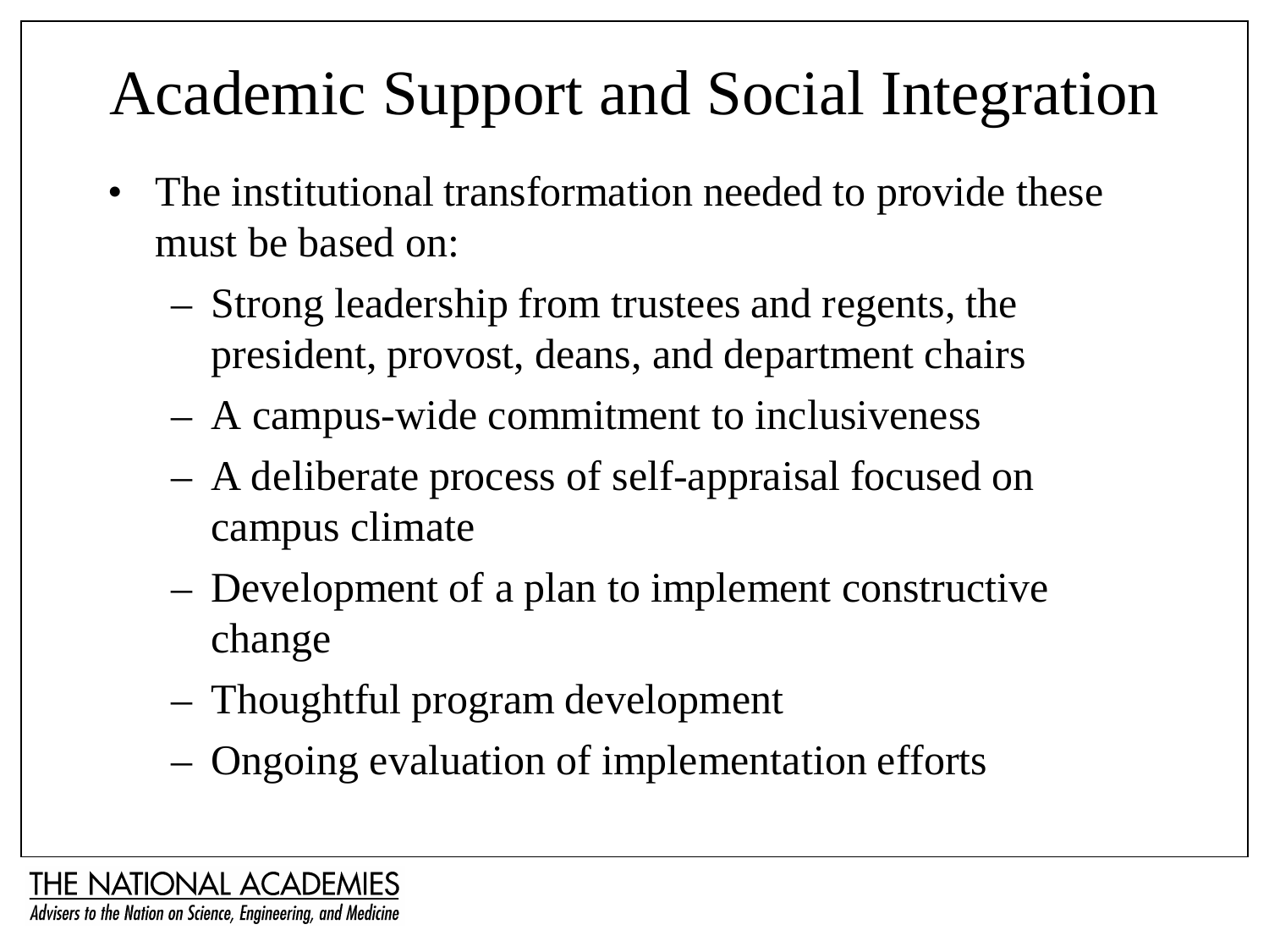# Academic Support and Social Integration

- The institutional transformation needed to provide these must be based on:
  - Strong leadership from trustees and regents, the president, provost, deans, and department chairs
  - A campus-wide commitment to inclusiveness
  - A deliberate process of self-appraisal focused on campus climate
  - Development of a plan to implement constructive change
  - Thoughtful program development
  - Ongoing evaluation of implementation efforts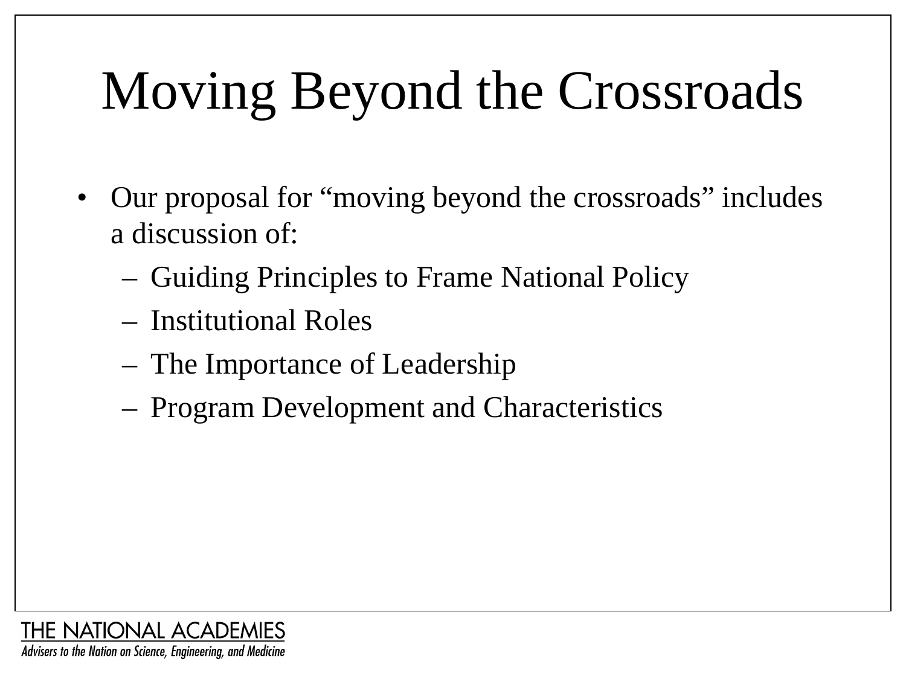# Moving Beyond the Crossroads

- Our proposal for “moving beyond the crossroads” includes a discussion of:
  - Guiding Principles to Frame National Policy
  - Institutional Roles
  - The Importance of Leadership
  - Program Development and Characteristics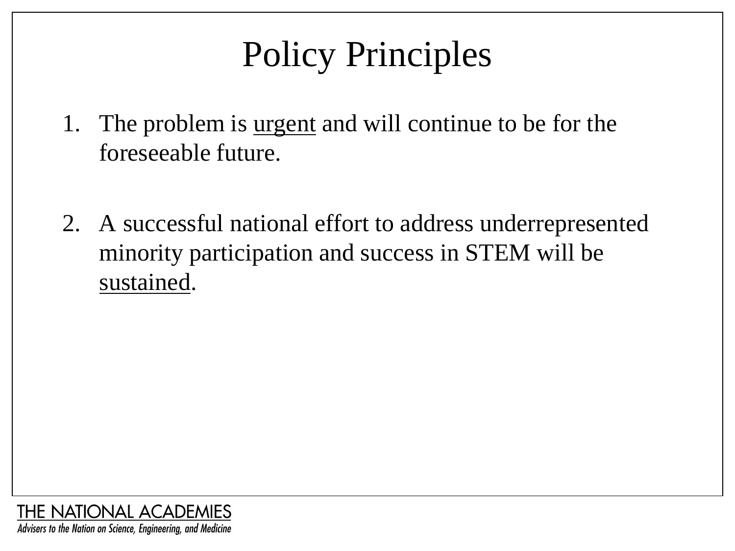# Policy Principles

1. The problem is urgent and will continue to be for the foreseeable future.

2. A successful national effort to address underrepresented minority participation and success in STEM will be sustained.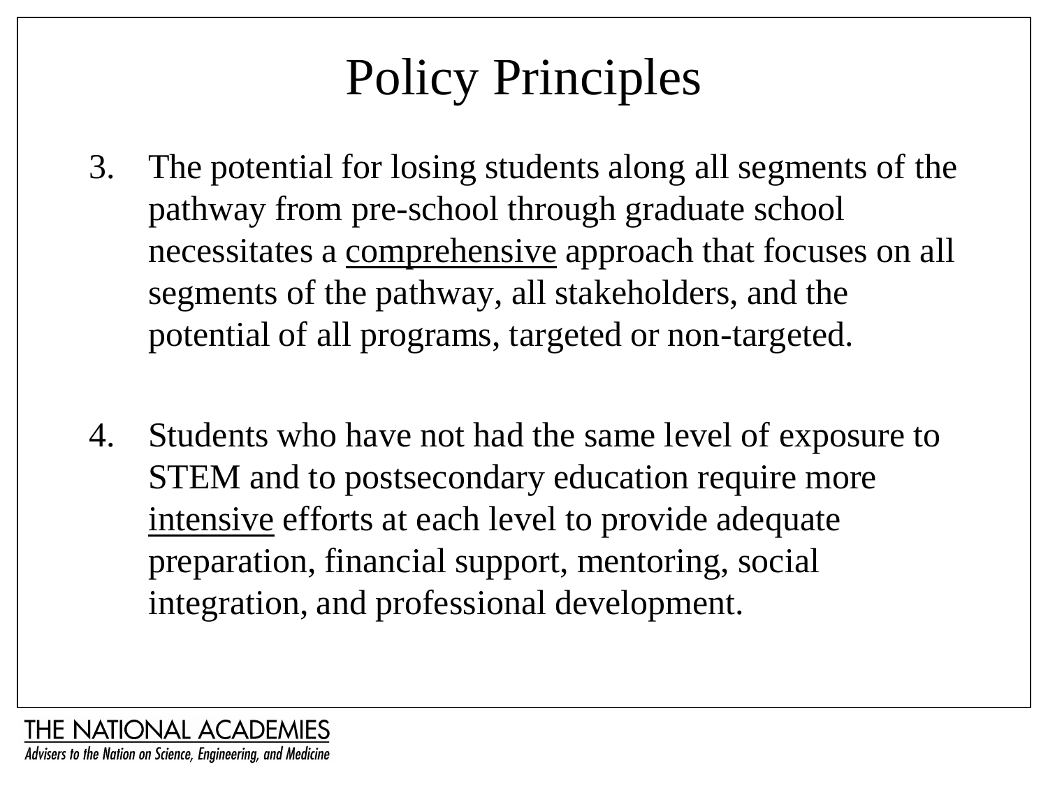# Policy Principles

3. The potential for losing students along all segments of the pathway from pre-school through graduate school necessitates a <u>comprehensive</u> approach that focuses on all segments of the pathway, all stakeholders, and the potential of all programs, targeted or non-targeted.

4. Students who have not had the same level of exposure to STEM and to postsecondary education require more <u>intensive</u> efforts at each level to provide adequate preparation, financial support, mentoring, social integration, and professional development.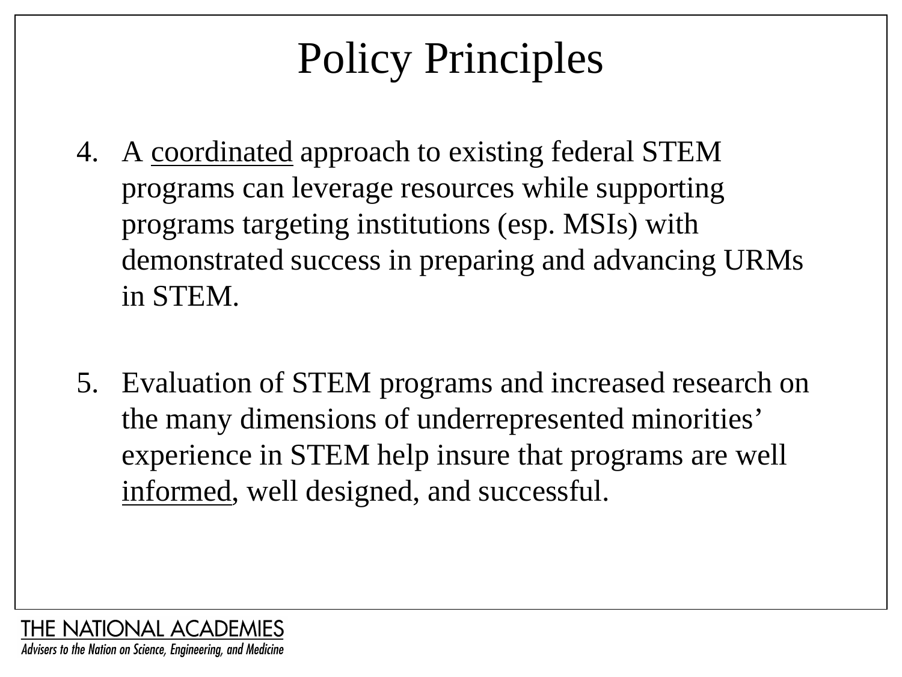# Policy Principles

4. A <u>coordinated</u> approach to existing federal STEM programs can leverage resources while supporting programs targeting institutions (esp. MSIs) with demonstrated success in preparing and advancing URMs in STEM.

5. Evaluation of STEM programs and increased research on the many dimensions of underrepresented minorities' experience in STEM help insure that programs are well <u>informed</u>, well designed, and successful.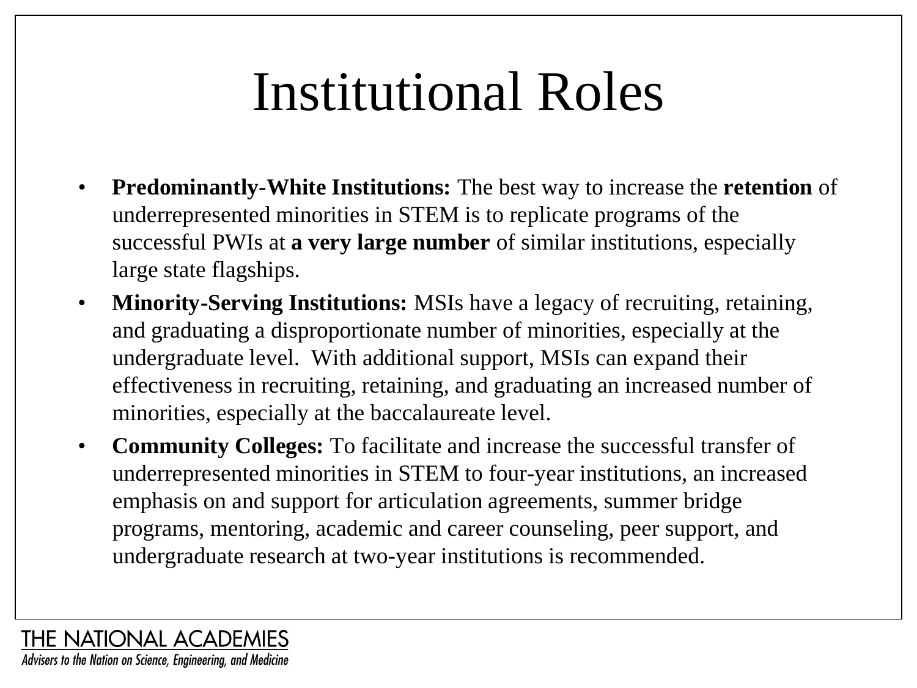# Institutional Roles

- **Predominantly-White Institutions:** The best way to increase the **retention** of underrepresented minorities in STEM is to replicate programs of the successful PWIs at **a very large number** of similar institutions, especially large state flagships.
- **Minority-Serving Institutions:** MSIs have a legacy of recruiting, retaining, and graduating a disproportionate number of minorities, especially at the undergraduate level. With additional support, MSIs can expand their effectiveness in recruiting, retaining, and graduating an increased number of minorities, especially at the baccalaureate level.
- **Community Colleges:** To facilitate and increase the successful transfer of underrepresented minorities in STEM to four-year institutions, an increased emphasis on and support for articulation agreements, summer bridge programs, mentoring, academic and career counseling, peer support, and undergraduate research at two-year institutions is recommended.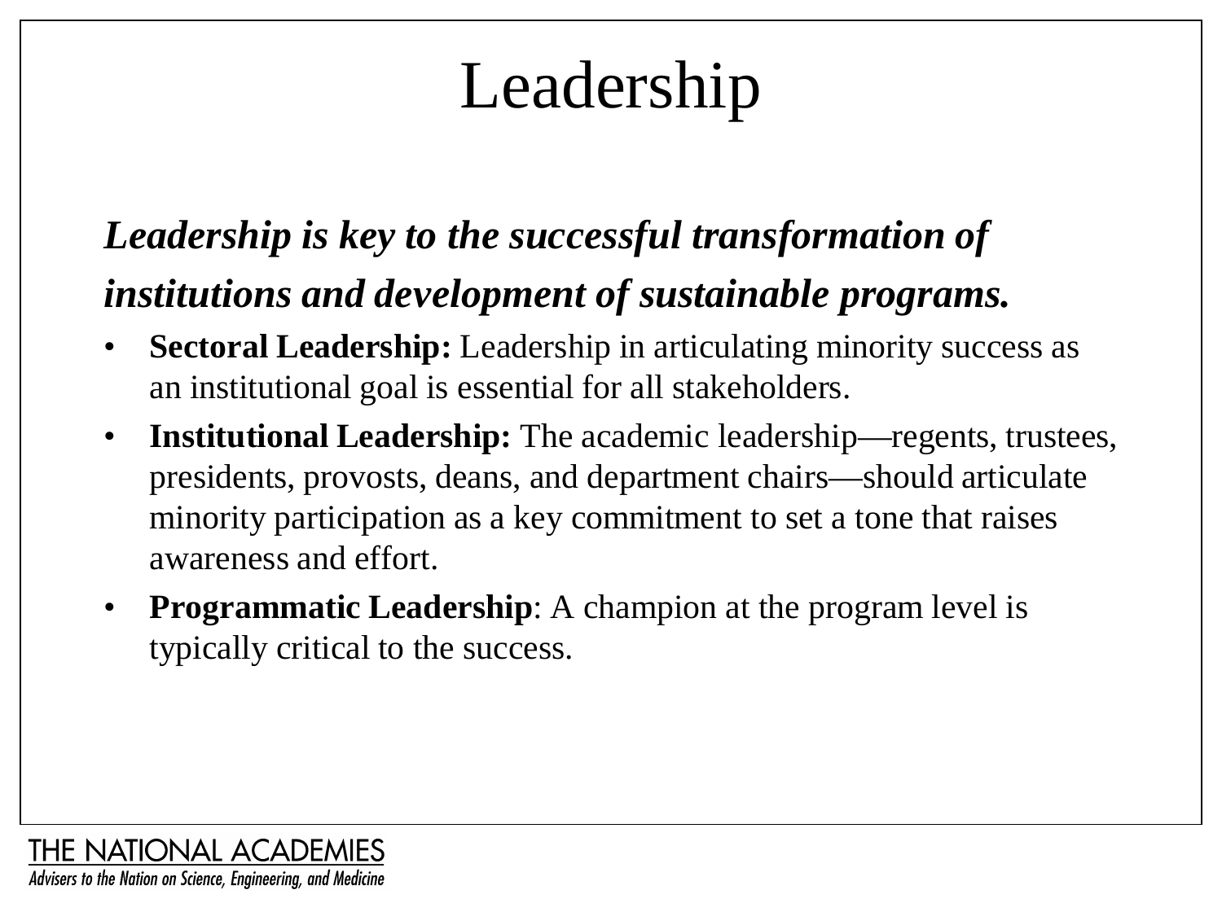# Leadership

***Leadership is key to the successful transformation of institutions and development of sustainable programs.***

- **Sectoral Leadership:** Leadership in articulating minority success as an institutional goal is essential for all stakeholders.
- **Institutional Leadership:** The academic leadership—regents, trustees, presidents, provosts, deans, and department chairs—should articulate minority participation as a key commitment to set a tone that raises awareness and effort.
- **Programmatic Leadership**: A champion at the program level is typically critical to the success.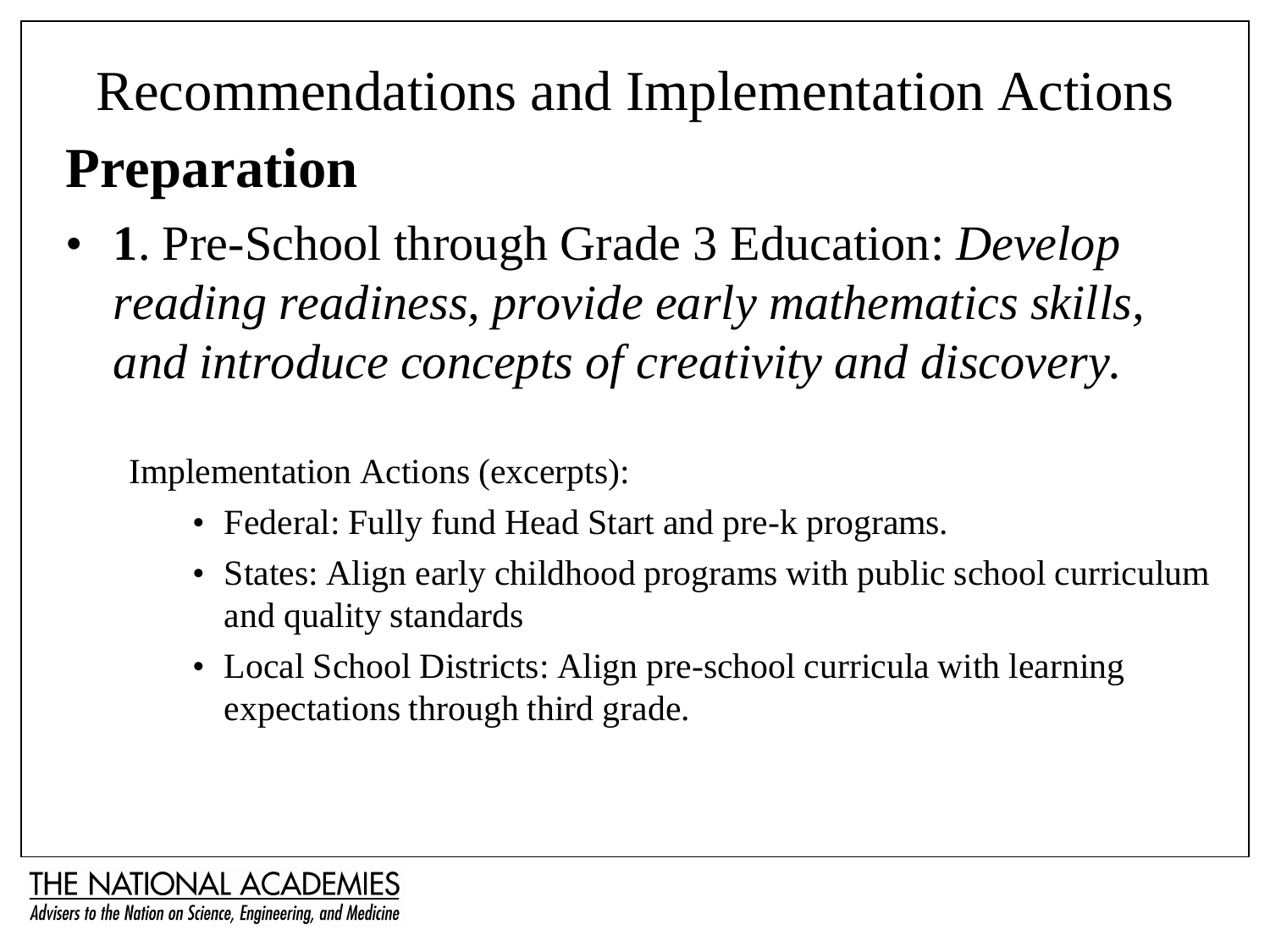# Recommendations and Implementation Actions

## Preparation

- **1**. Pre-School through Grade 3 Education: *Develop reading readiness, provide early mathematics skills, and introduce concepts of creativity and discovery.*

Implementation Actions (excerpts):

- Federal: Fully fund Head Start and pre-k programs.
- States: Align early childhood programs with public school curriculum and quality standards
- Local School Districts: Align pre-school curricula with learning expectations through third grade.

THE NATIONAL ACADEMIES
*Advisers to the Nation on Science, Engineering, and Medicine*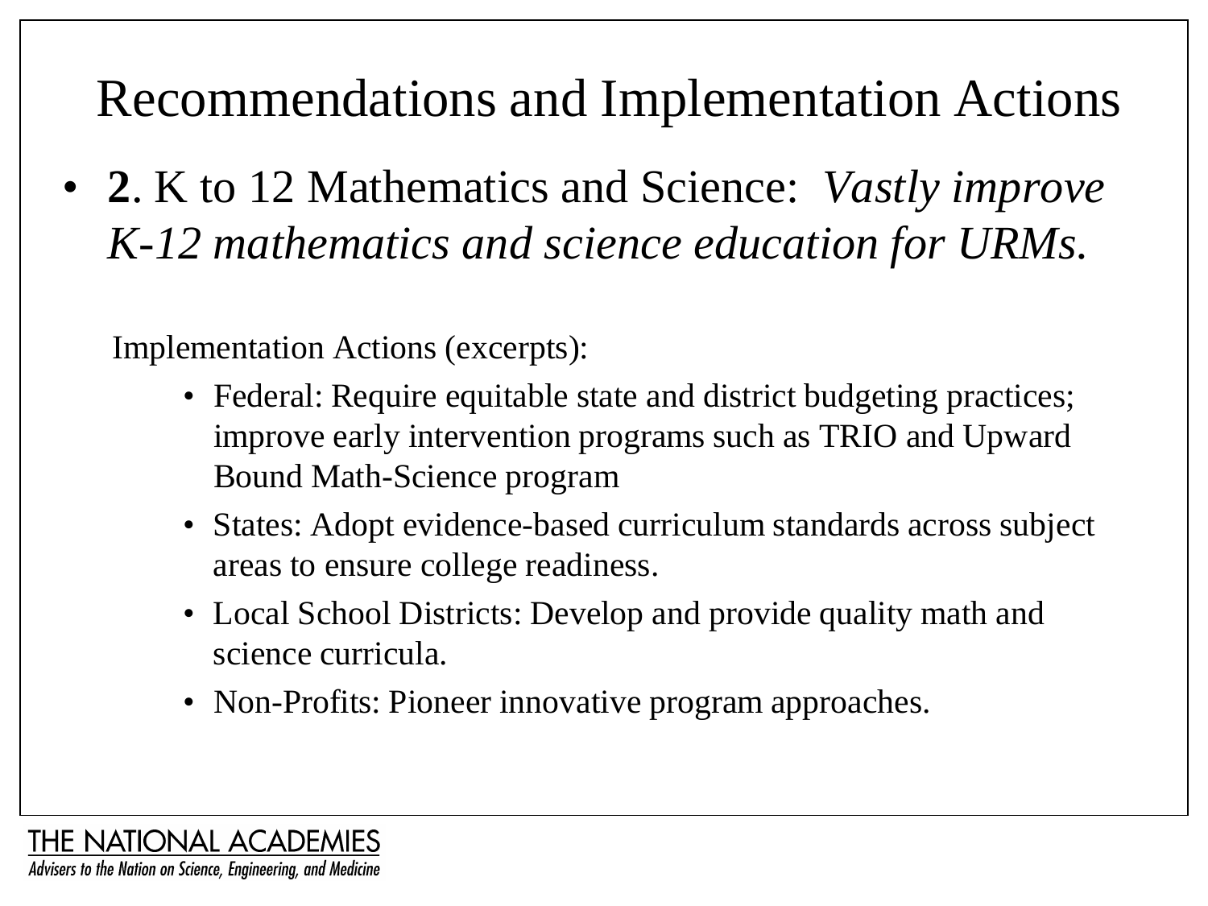# Recommendations and Implementation Actions

- **2**. K to 12 Mathematics and Science: *Vastly improve K-12 mathematics and science education for URMs.*

  Implementation Actions (excerpts):

  - Federal: Require equitable state and district budgeting practices; improve early intervention programs such as TRIO and Upward Bound Math-Science program
  - States: Adopt evidence-based curriculum standards across subject areas to ensure college readiness.
  - Local School Districts: Develop and provide quality math and science curricula.
  - Non-Profits: Pioneer innovative program approaches.

THE NATIONAL ACADEMIES
*Advisers to the Nation on Science, Engineering, and Medicine*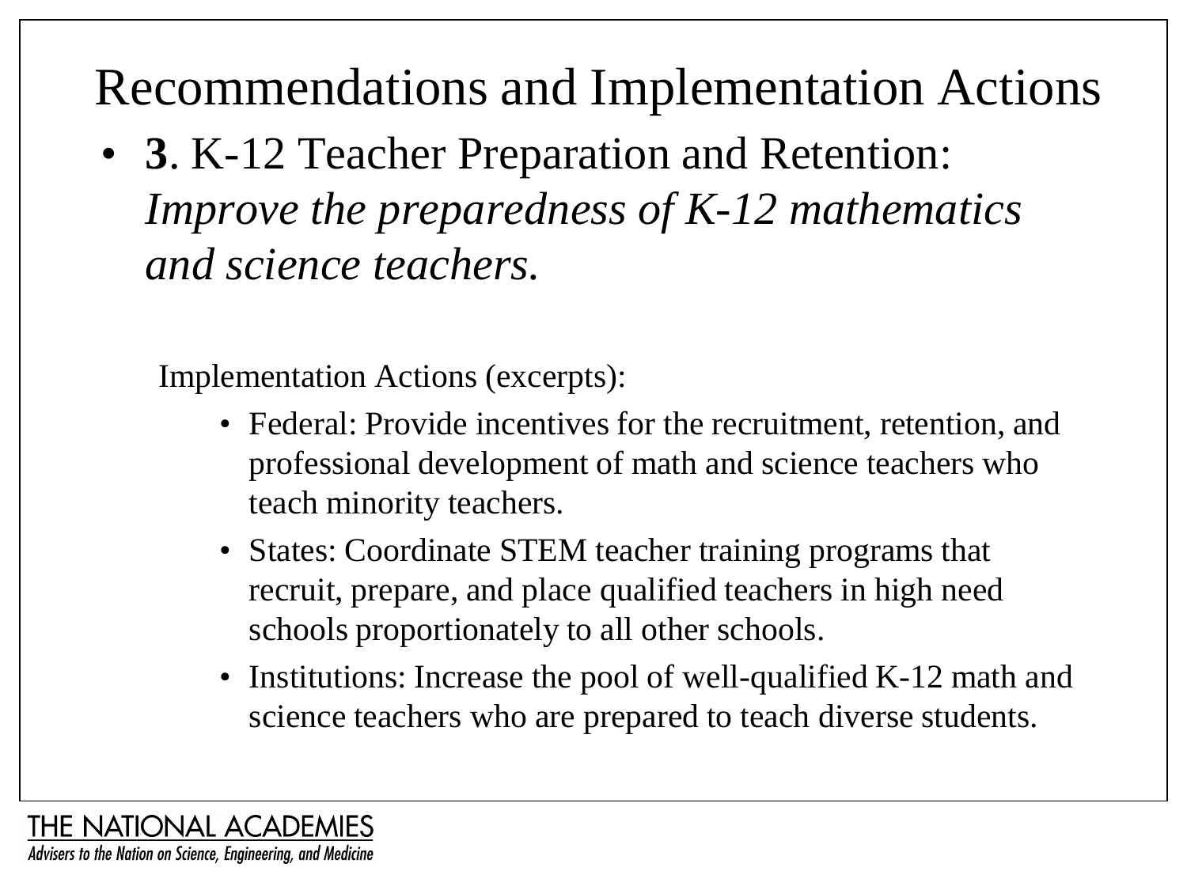# Recommendations and Implementation Actions

- **3**. K-12 Teacher Preparation and Retention: *Improve the preparedness of K-12 mathematics and science teachers.*

Implementation Actions (excerpts):

- Federal: Provide incentives for the recruitment, retention, and professional development of math and science teachers who teach minority teachers.
- States: Coordinate STEM teacher training programs that recruit, prepare, and place qualified teachers in high need schools proportionately to all other schools.
- Institutions: Increase the pool of well-qualified K-12 math and science teachers who are prepared to teach diverse students.

THE NATIONAL ACADEMIES

*Advisers to the Nation on Science, Engineering, and Medicine*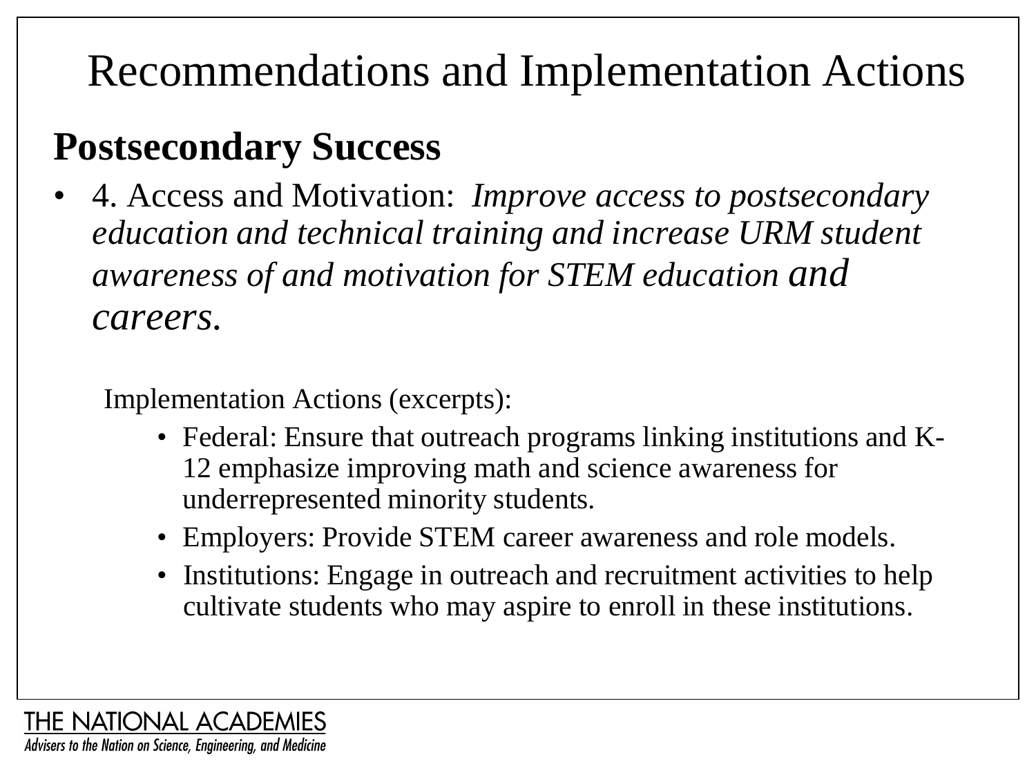# Recommendations and Implementation Actions

## Postsecondary Success

- 4. Access and Motivation: *Improve access to postsecondary education and technical training and increase URM student awareness of and motivation for STEM education and careers.*

Implementation Actions (excerpts):

- Federal: Ensure that outreach programs linking institutions and K-12 emphasize improving math and science awareness for underrepresented minority students.
- Employers: Provide STEM career awareness and role models.
- Institutions: Engage in outreach and recruitment activities to help cultivate students who may aspire to enroll in these institutions.

THE NATIONAL ACADEMIES
*Advisers to the Nation on Science, Engineering, and Medicine*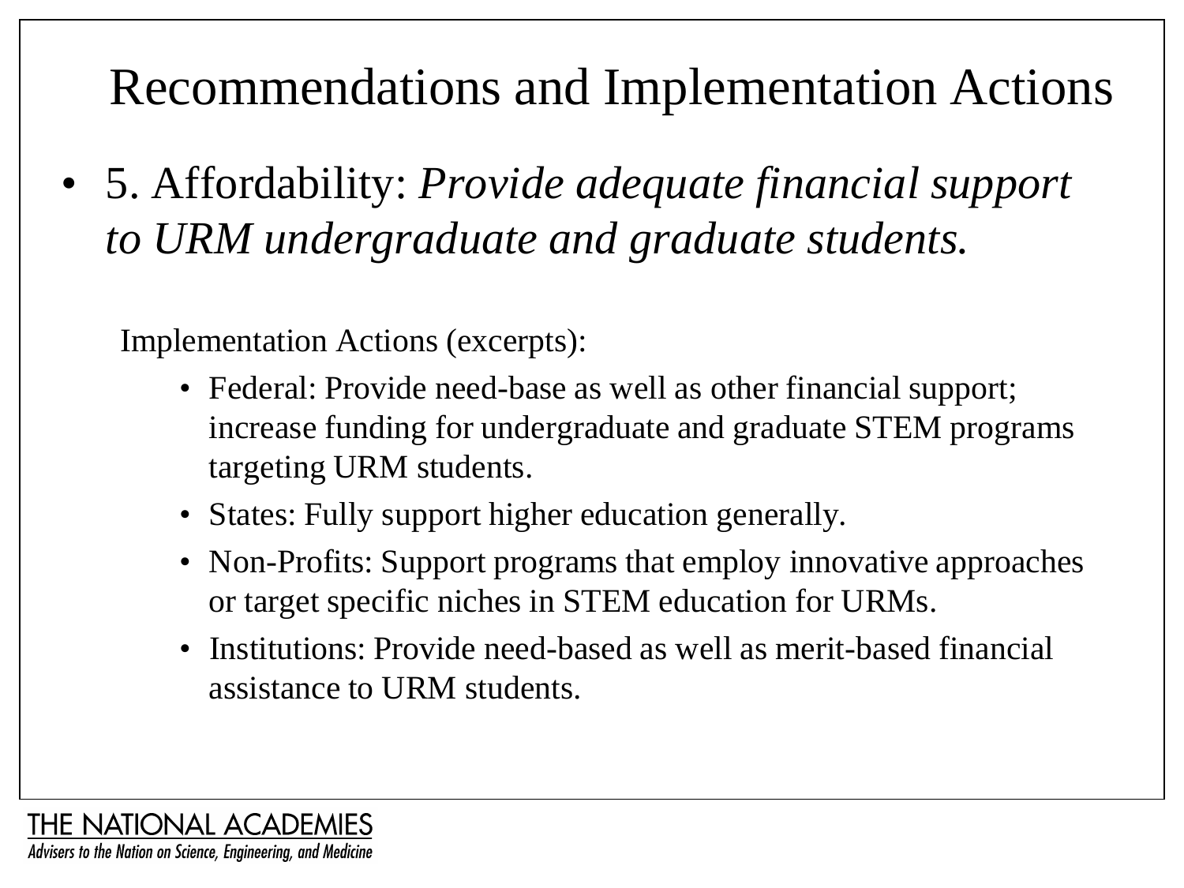# Recommendations and Implementation Actions

- 5. Affordability: *Provide adequate financial support to URM undergraduate and graduate students.*

Implementation Actions (excerpts):

- Federal: Provide need-base as well as other financial support; increase funding for undergraduate and graduate STEM programs targeting URM students.
- States: Fully support higher education generally.
- Non-Profits: Support programs that employ innovative approaches or target specific niches in STEM education for URMs.
- Institutions: Provide need-based as well as merit-based financial assistance to URM students.

THE NATIONAL ACADEMIES
*Advisers to the Nation on Science, Engineering, and Medicine*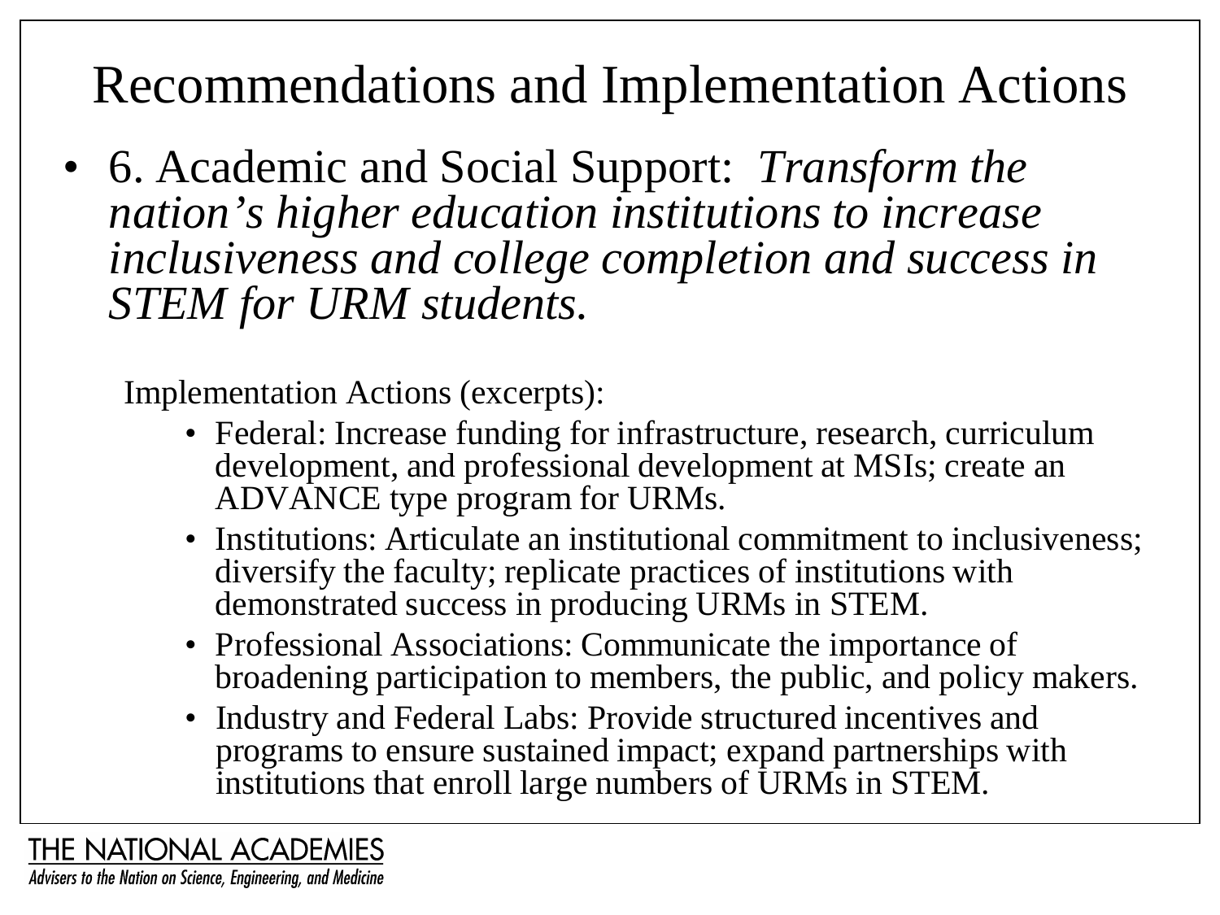# Recommendations and Implementation Actions

- 6. Academic and Social Support: *Transform the nation's higher education institutions to increase inclusiveness and college completion and success in STEM for URM students.*

  Implementation Actions (excerpts):

  - Federal: Increase funding for infrastructure, research, curriculum development, and professional development at MSIs; create an ADVANCE type program for URMs.
  - Institutions: Articulate an institutional commitment to inclusiveness; diversify the faculty; replicate practices of institutions with demonstrated success in producing URMs in STEM.
  - Professional Associations: Communicate the importance of broadening participation to members, the public, and policy makers.
  - Industry and Federal Labs: Provide structured incentives and programs to ensure sustained impact; expand partnerships with institutions that enroll large numbers of URMs in STEM.

THE NATIONAL ACADEMIES

*Advisers to the Nation on Science, Engineering, and Medicine*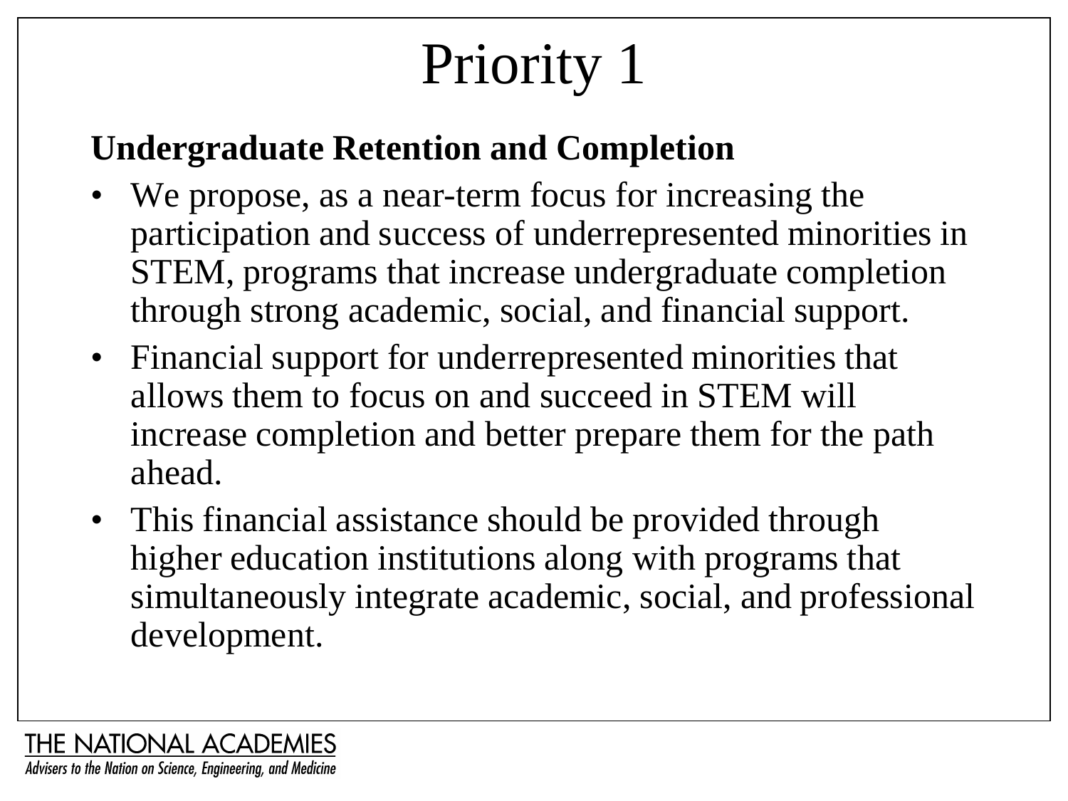# Priority 1

**Undergraduate Retention and Completion**

- We propose, as a near-term focus for increasing the participation and success of underrepresented minorities in STEM, programs that increase undergraduate completion through strong academic, social, and financial support.
- Financial support for underrepresented minorities that allows them to focus on and succeed in STEM will increase completion and better prepare them for the path ahead.
- This financial assistance should be provided through higher education institutions along with programs that simultaneously integrate academic, social, and professional development.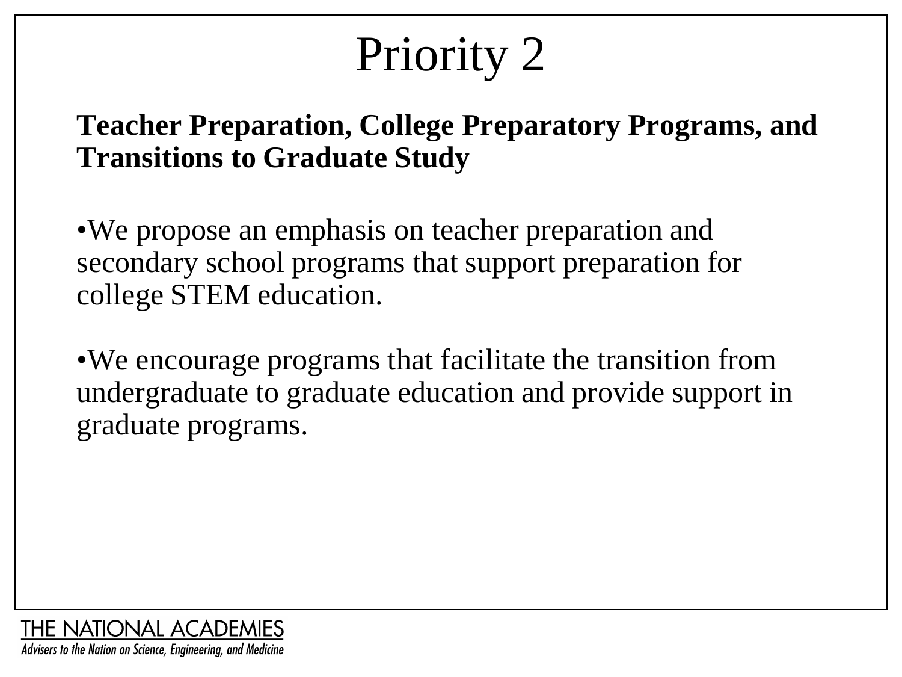# Priority 2

**Teacher Preparation, College Preparatory Programs, and Transitions to Graduate Study**

- We propose an emphasis on teacher preparation and secondary school programs that support preparation for college STEM education.

- We encourage programs that facilitate the transition from undergraduate to graduate education and provide support in graduate programs.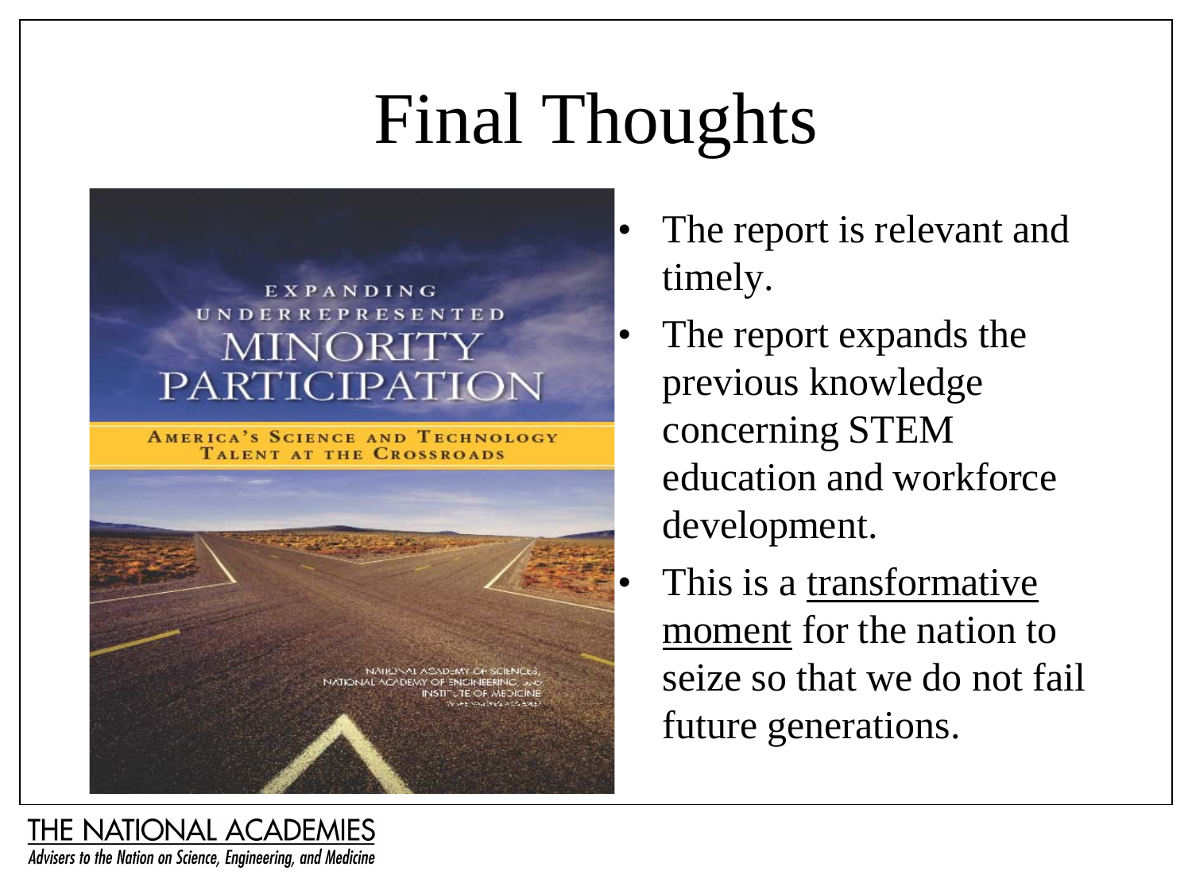# Final Thoughts

EXPANDING UNDERREPRESENTED MINORITY PARTICIPATION

AMERICA'S SCIENCE AND TECHNOLOGY TALENT AT THE CROSSROADS

NATIONAL ACADEMY OF SCIENCES, NATIONAL ACADEMY OF ENGINEERING, AND INSTITUTE OF MEDICINE

- The report is relevant and timely.
- The report expands the previous knowledge concerning STEM education and workforce development.
- This is a <u>transformative moment</u> for the nation to seize so that we do not fail future generations.

THE NATIONAL ACADEMIES

*Advisers to the Nation on Science, Engineering, and Medicine*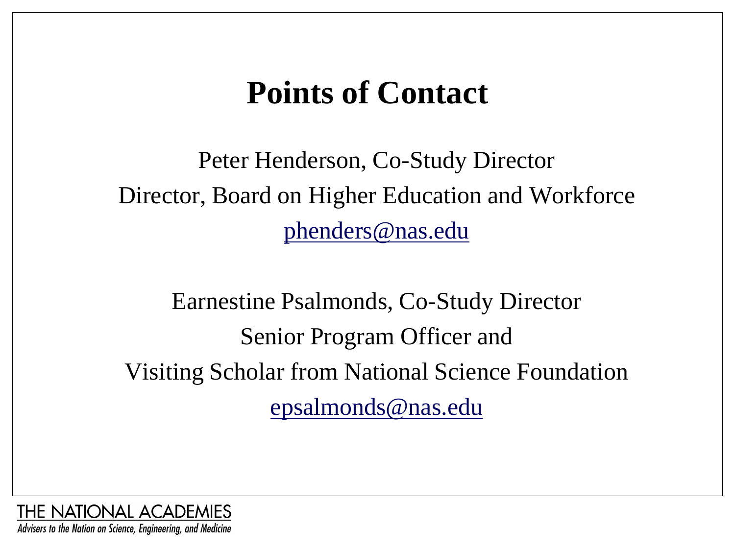# Points of Contact

Peter Henderson, Co-Study Director

Director, Board on Higher Education and Workforce

phenders@nas.edu

Earnestine Psalmonds, Co-Study Director

Senior Program Officer and

Visiting Scholar from National Science Foundation

epsalmonds@nas.edu

THE NATIONAL ACADEMIES

*Advisers to the Nation on Science, Engineering, and Medicine*